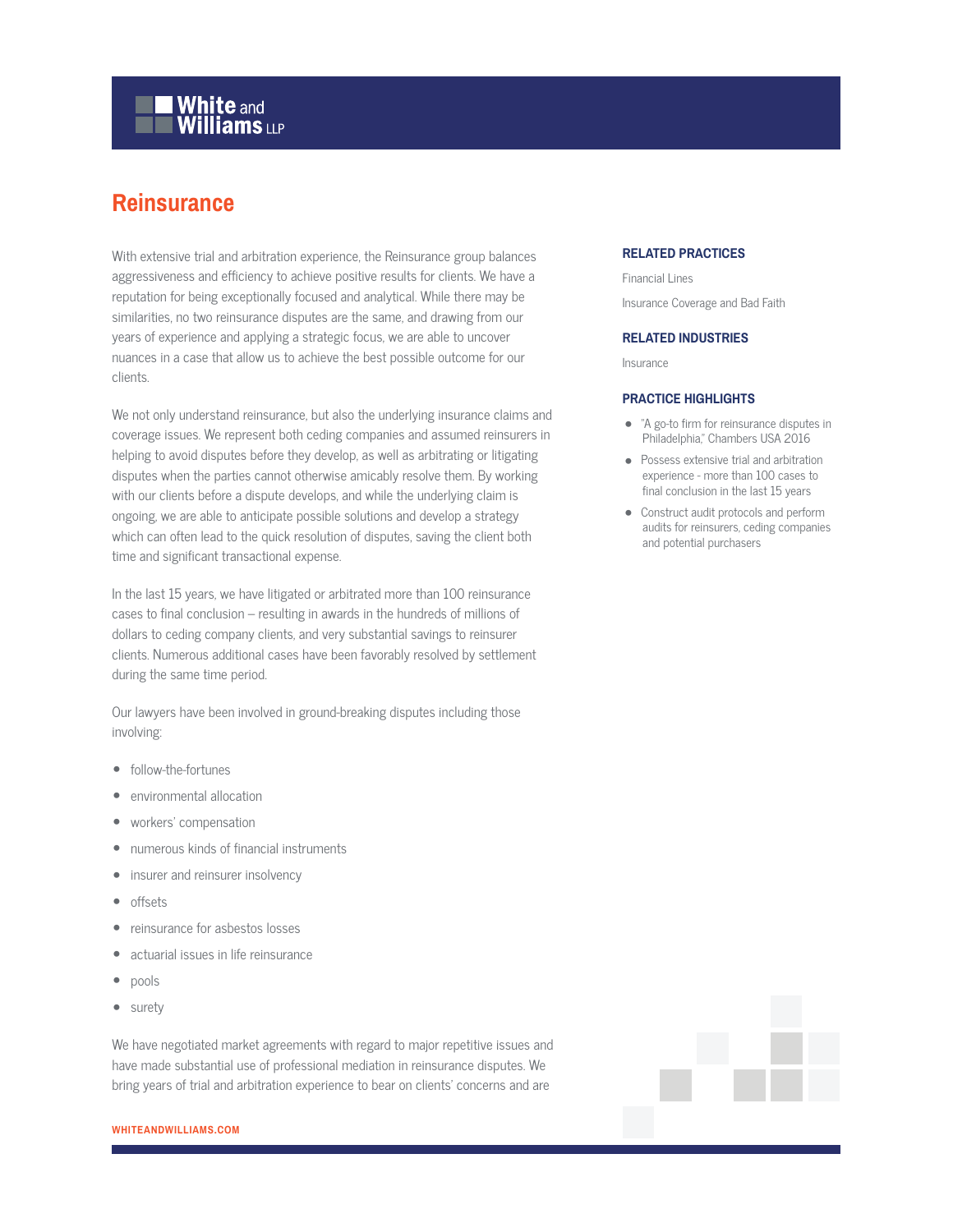# Reinsurance

With extensive trial and arbitration experience, the Reinsurance group balances aggressiveness and efficiency to achieve positive results for clients. We have a reputation for being exceptionally focused and analytical. While there may be similarities, no two reinsurance disputes are the same, and drawing from our years of experience and applying a strategic focus, we are able to uncover nuances in a case that allow us to achieve the best possible outcome for our clients.

We not only understand reinsurance, but also the underlying insurance claims and coverage issues. We represent both ceding companies and assumed reinsurers in helping to avoid disputes before they develop, as well as arbitrating or litigating disputes when the parties cannot otherwise amicably resolve them. By working with our clients before a dispute develops, and while the underlying claim is ongoing, we are able to anticipate possible solutions and develop a strategy which can often lead to the quick resolution of disputes, saving the client both time and significant transactional expense.

In the last 15 years, we have litigated or arbitrated more than 100 reinsurance cases to final conclusion – resulting in awards in the hundreds of millions of dollars to ceding company clients, and very substantial savings to reinsurer clients. Numerous additional cases have been favorably resolved by settlement during the same time period.

Our lawyers have been involved in ground-breaking disputes including those involving:

- follow-the-fortunes
- environmental allocation
- workers' compensation
- numerous kinds of financial instruments
- insurer and reinsurer insolvency
- offsets
- reinsurance for asbestos losses
- actuarial issues in life reinsurance
- pools
- surety

We have negotiated market agreements with regard to major repetitive issues and have made substantial use of professional mediation in reinsurance disputes. We bring years of trial and arbitration experience to bear on clients' concerns and are

### RELATED PRACTICES

Financial Lines

Insurance Coverage and Bad Faith

### RELATED INDUSTRIES

Insurance

### PRACTICE HIGHLIGHTS

- "A go-to firm for reinsurance disputes in Philadelphia," Chambers USA 2016
- Possess extensive trial and arbitration experience - more than 100 cases to final conclusion in the last 15 years
- Construct audit protocols and perform audits for reinsurers, ceding companies and potential purchasers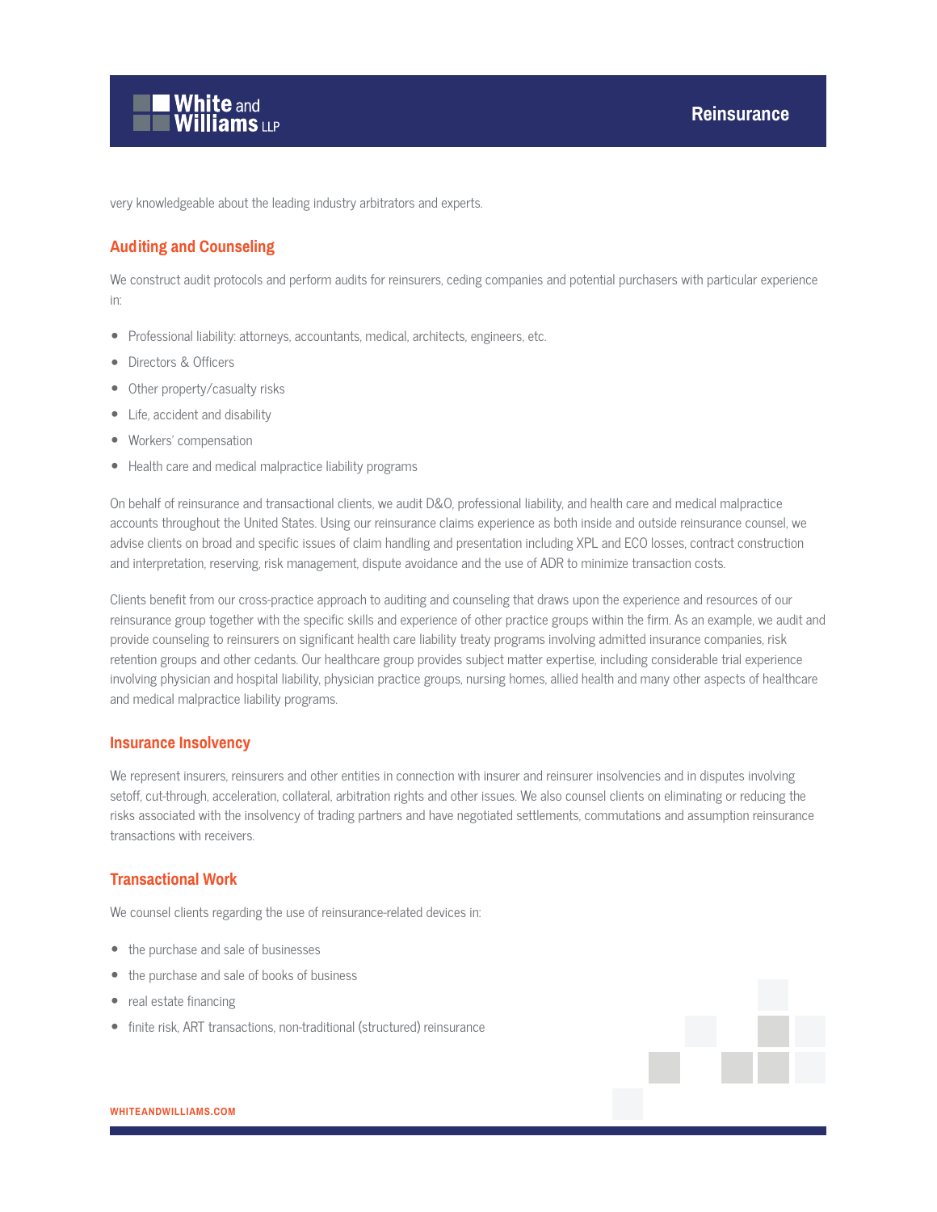very knowledgeable about the leading industry arbitrators and experts.

## Auditing and Counseling

We construct audit protocols and perform audits for reinsurers, ceding companies and potential purchasers with particular experience in:

- Professional liability: attorneys, accountants, medical, architects, engineers, etc.
- Directors & Officers
- Other property/casualty risks
- Life, accident and disability
- Workers' compensation
- Health care and medical malpractice liability programs

On behalf of reinsurance and transactional clients, we audit D&O, professional liability, and health care and medical malpractice accounts throughout the United States. Using our reinsurance claims experience as both inside and outside reinsurance counsel, we advise clients on broad and specific issues of claim handling and presentation including XPL and ECO losses, contract construction and interpretation, reserving, risk management, dispute avoidance and the use of ADR to minimize transaction costs.

Clients benefit from our cross-practice approach to auditing and counseling that draws upon the experience and resources of our reinsurance group together with the specific skills and experience of other practice groups within the firm. As an example, we audit and provide counseling to reinsurers on significant health care liability treaty programs involving admitted insurance companies, risk retention groups and other cedants. Our healthcare group provides subject matter expertise, including considerable trial experience involving physician and hospital liability, physician practice groups, nursing homes, allied health and many other aspects of healthcare and medical malpractice liability programs.

## Insurance Insolvency

We represent insurers, reinsurers and other entities in connection with insurer and reinsurer insolvencies and in disputes involving setoff, cut-through, acceleration, collateral, arbitration rights and other issues. We also counsel clients on eliminating or reducing the risks associated with the insolvency of trading partners and have negotiated settlements, commutations and assumption reinsurance transactions with receivers.

## Transactional Work

We counsel clients regarding the use of reinsurance-related devices in:

- the purchase and sale of businesses
- the purchase and sale of books of business
- real estate financing
- finite risk, ART transactions, non-traditional (structured) reinsurance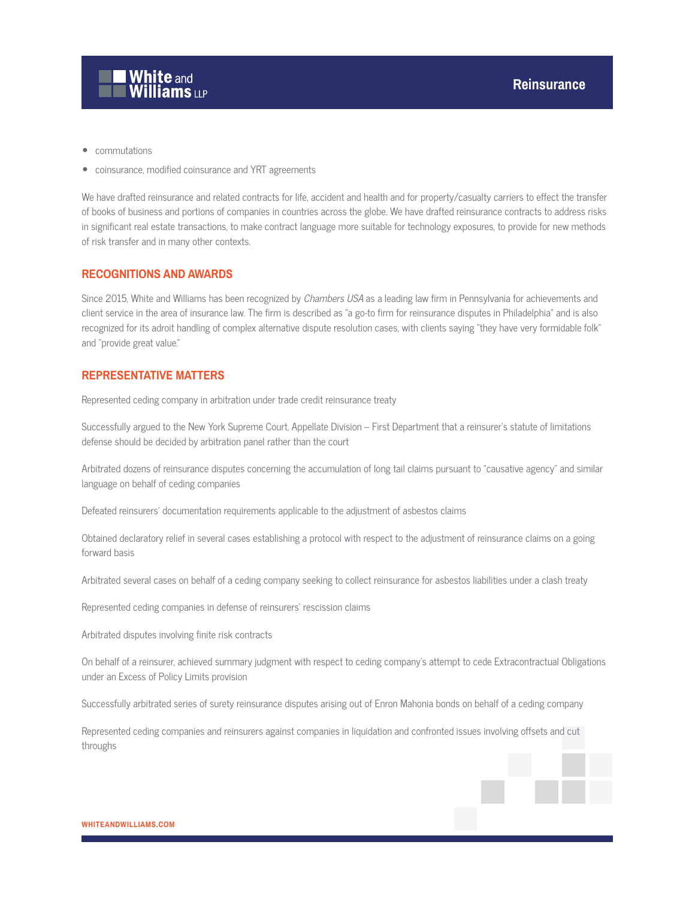- commutations
- coinsurance, modified coinsurance and YRT agreements

We have drafted reinsurance and related contracts for life, accident and health and for property/casualty carriers to effect the transfer of books of business and portions of companies in countries across the globe. We have drafted reinsurance contracts to address risks in significant real estate transactions, to make contract language more suitable for technology exposures, to provide for new methods of risk transfer and in many other contexts.

## RECOGNITIONS AND AWARDS

Since 2015, White and Williams has been recognized by *Chambers USA* as a leading law firm in Pennsylvania for achievements and client service in the area of insurance law. The firm is described as "a go-to firm for reinsurance disputes in Philadelphia" and is also recognized for its adroit handling of complex alternative dispute resolution cases, with clients saying "they have very formidable folk" and "provide great value."

## REPRESENTATIVE MATTERS

Represented ceding company in arbitration under trade credit reinsurance treaty

Successfully argued to the New York Supreme Court, Appellate Division – First Department that a reinsurer's statute of limitations defense should be decided by arbitration panel rather than the court

Arbitrated dozens of reinsurance disputes concerning the accumulation of long tail claims pursuant to "causative agency" and similar language on behalf of ceding companies

Defeated reinsurers' documentation requirements applicable to the adjustment of asbestos claims

Obtained declaratory relief in several cases establishing a protocol with respect to the adjustment of reinsurance claims on a going forward basis

Arbitrated several cases on behalf of a ceding company seeking to collect reinsurance for asbestos liabilities under a clash treaty

Represented ceding companies in defense of reinsurers' rescission claims

Arbitrated disputes involving finite risk contracts

On behalf of a reinsurer, achieved summary judgment with respect to ceding company's attempt to cede Extracontractual Obligations under an Excess of Policy Limits provision

Successfully arbitrated series of surety reinsurance disputes arising out of Enron Mahonia bonds on behalf of a ceding company

Represented ceding companies and reinsurers against companies in liquidation and confronted issues involving offsets and cut throughs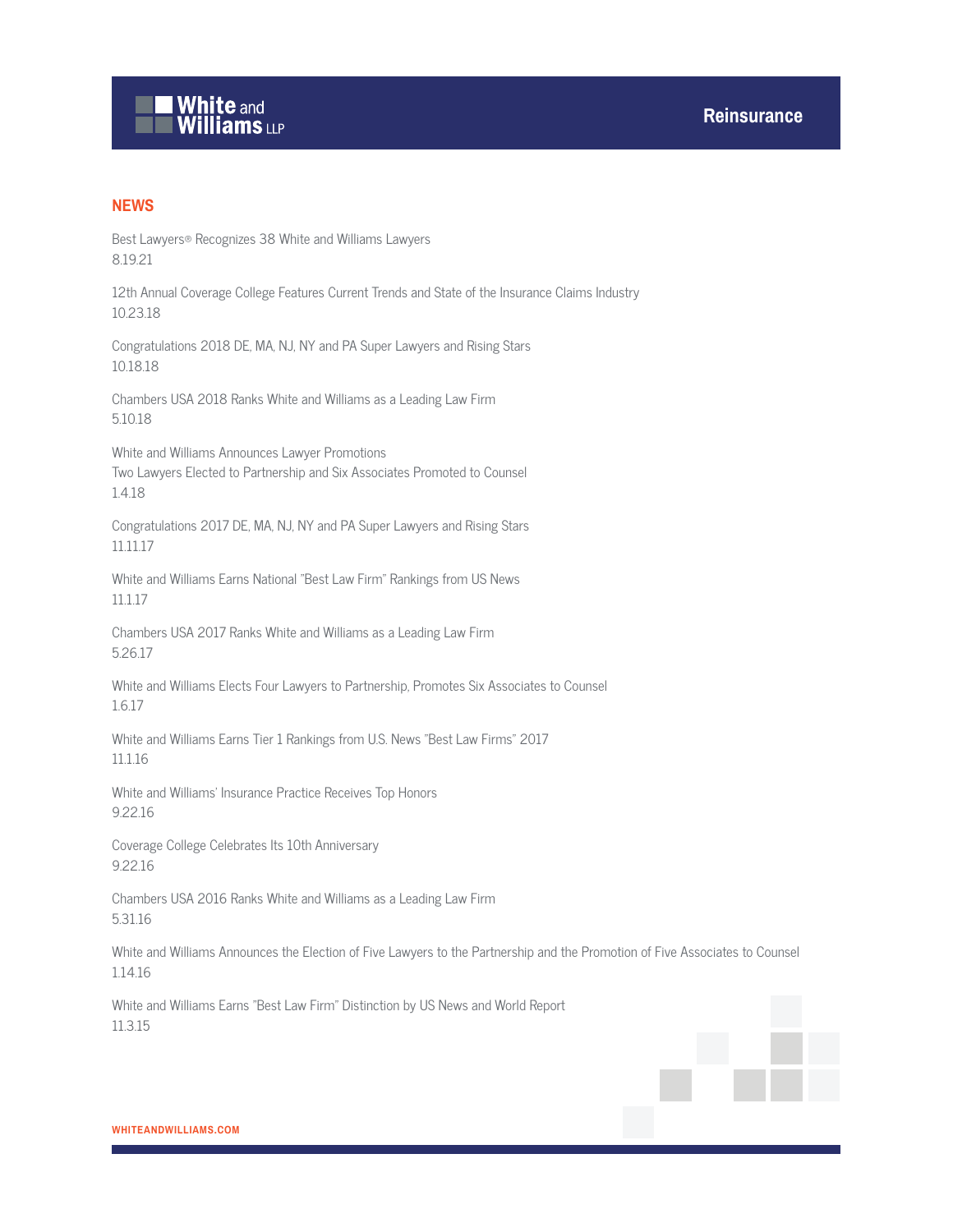## NEWS

Best Lawyers® Recognizes 38 White and Williams Lawyers
8.19.21

12th Annual Coverage College Features Current Trends and State of the Insurance Claims Industry
10.23.18

Congratulations 2018 DE, MA, NJ, NY and PA Super Lawyers and Rising Stars
10.18.18

Chambers USA 2018 Ranks White and Williams as a Leading Law Firm
5.10.18

White and Williams Announces Lawyer Promotions
Two Lawyers Elected to Partnership and Six Associates Promoted to Counsel
1.4.18

Congratulations 2017 DE, MA, NJ, NY and PA Super Lawyers and Rising Stars
11.11.17

White and Williams Earns National "Best Law Firm" Rankings from US News
11.1.17

Chambers USA 2017 Ranks White and Williams as a Leading Law Firm
5.26.17

White and Williams Elects Four Lawyers to Partnership, Promotes Six Associates to Counsel
1.6.17

White and Williams Earns Tier 1 Rankings from U.S. News "Best Law Firms" 2017
11.1.16

White and Williams' Insurance Practice Receives Top Honors
9.22.16

Coverage College Celebrates Its 10th Anniversary
9.22.16

Chambers USA 2016 Ranks White and Williams as a Leading Law Firm
5.31.16

White and Williams Announces the Election of Five Lawyers to the Partnership and the Promotion of Five Associates to Counsel
1.14.16

White and Williams Earns "Best Law Firm" Distinction by US News and World Report
11.3.15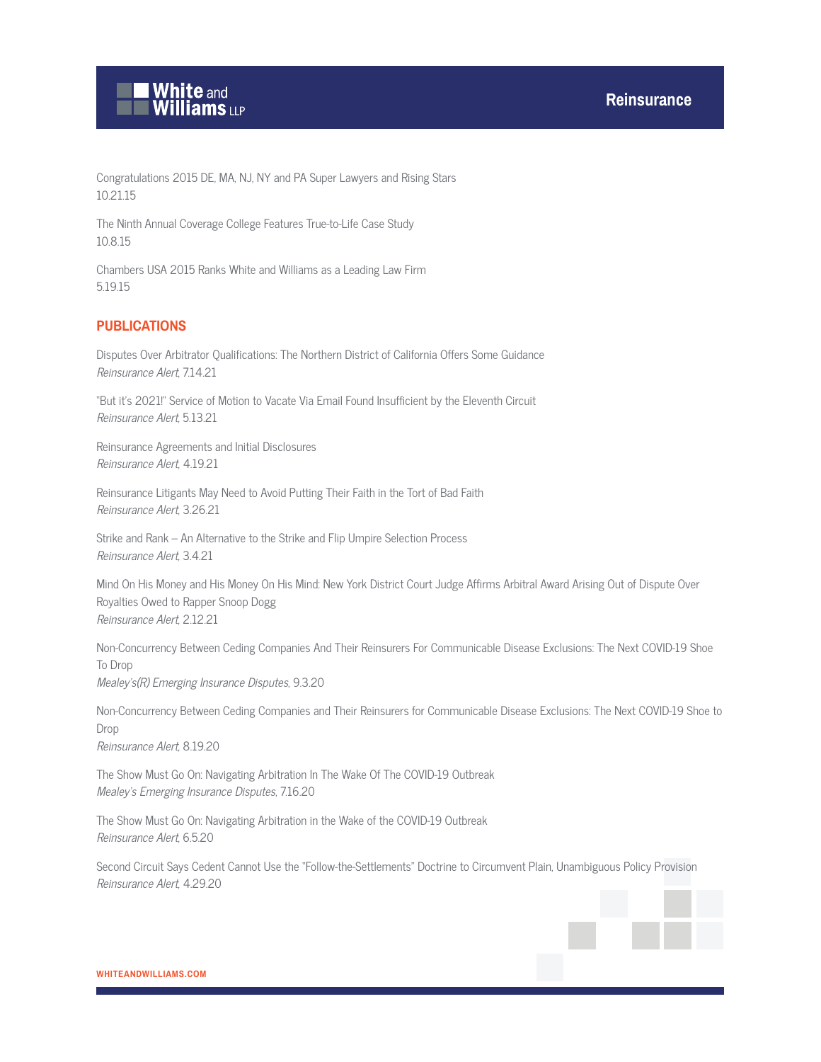Congratulations 2015 DE, MA, NJ, NY and PA Super Lawyers and Rising Stars
10.21.15

The Ninth Annual Coverage College Features True-to-Life Case Study
10.8.15

Chambers USA 2015 Ranks White and Williams as a Leading Law Firm
5.19.15

## PUBLICATIONS

Disputes Over Arbitrator Qualifications: The Northern District of California Offers Some Guidance
*Reinsurance Alert*, 7.14.21

"But it's 2021!" Service of Motion to Vacate Via Email Found Insufficient by the Eleventh Circuit
*Reinsurance Alert*, 5.13.21

Reinsurance Agreements and Initial Disclosures
*Reinsurance Alert*, 4.19.21

Reinsurance Litigants May Need to Avoid Putting Their Faith in the Tort of Bad Faith
*Reinsurance Alert*, 3.26.21

Strike and Rank – An Alternative to the Strike and Flip Umpire Selection Process
*Reinsurance Alert*, 3.4.21

Mind On His Money and His Money On His Mind: New York District Court Judge Affirms Arbitral Award Arising Out of Dispute Over Royalties Owed to Rapper Snoop Dogg
*Reinsurance Alert*, 2.12.21

Non-Concurrency Between Ceding Companies And Their Reinsurers For Communicable Disease Exclusions: The Next COVID-19 Shoe To Drop
*Mealey's(R) Emerging Insurance Disputes*, 9.3.20

Non-Concurrency Between Ceding Companies and Their Reinsurers for Communicable Disease Exclusions: The Next COVID-19 Shoe to Drop
*Reinsurance Alert*, 8.19.20

The Show Must Go On: Navigating Arbitration In The Wake Of The COVID-19 Outbreak
*Mealey's Emerging Insurance Disputes*, 7.16.20

The Show Must Go On: Navigating Arbitration in the Wake of the COVID-19 Outbreak
*Reinsurance Alert*, 6.5.20

Second Circuit Says Cedent Cannot Use the "Follow-the-Settlements" Doctrine to Circumvent Plain, Unambiguous Policy Provision
*Reinsurance Alert*, 4.29.20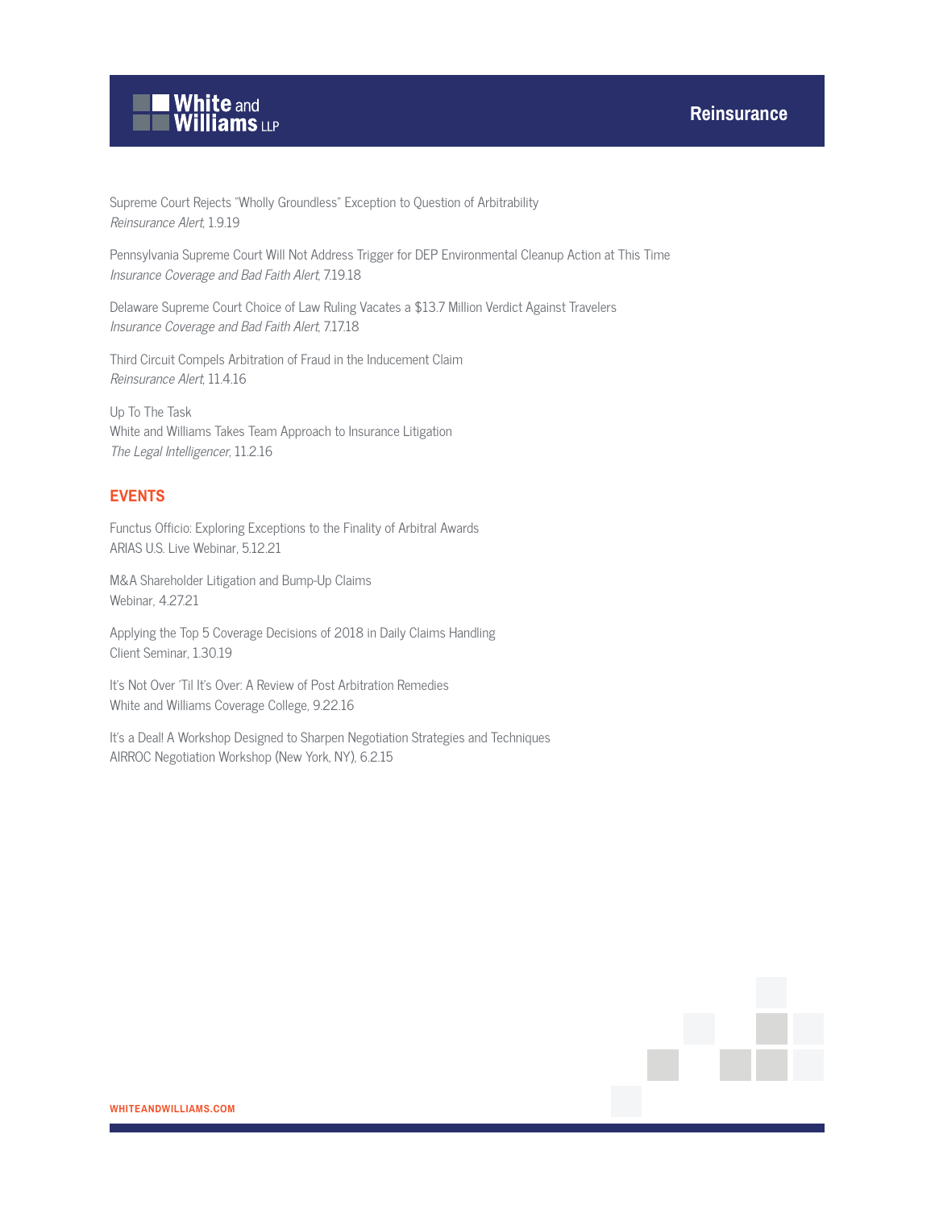Supreme Court Rejects "Wholly Groundless" Exception to Question of Arbitrability
*Reinsurance Alert*, 1.9.19

Pennsylvania Supreme Court Will Not Address Trigger for DEP Environmental Cleanup Action at This Time
*Insurance Coverage and Bad Faith Alert*, 7.19.18

Delaware Supreme Court Choice of Law Ruling Vacates a $13.7 Million Verdict Against Travelers
*Insurance Coverage and Bad Faith Alert*, 7.17.18

Third Circuit Compels Arbitration of Fraud in the Inducement Claim
*Reinsurance Alert*, 11.4.16

Up To The Task
White and Williams Takes Team Approach to Insurance Litigation
*The Legal Intelligencer*, 11.2.16

## EVENTS

Functus Officio: Exploring Exceptions to the Finality of Arbitral Awards
ARIAS U.S. Live Webinar, 5.12.21

M&A Shareholder Litigation and Bump-Up Claims
Webinar, 4.27.21

Applying the Top 5 Coverage Decisions of 2018 in Daily Claims Handling
Client Seminar, 1.30.19

It's Not Over 'Til It's Over: A Review of Post Arbitration Remedies
White and Williams Coverage College, 9.22.16

It's a Deal! A Workshop Designed to Sharpen Negotiation Strategies and Techniques
AIRROC Negotiation Workshop (New York, NY), 6.2.15